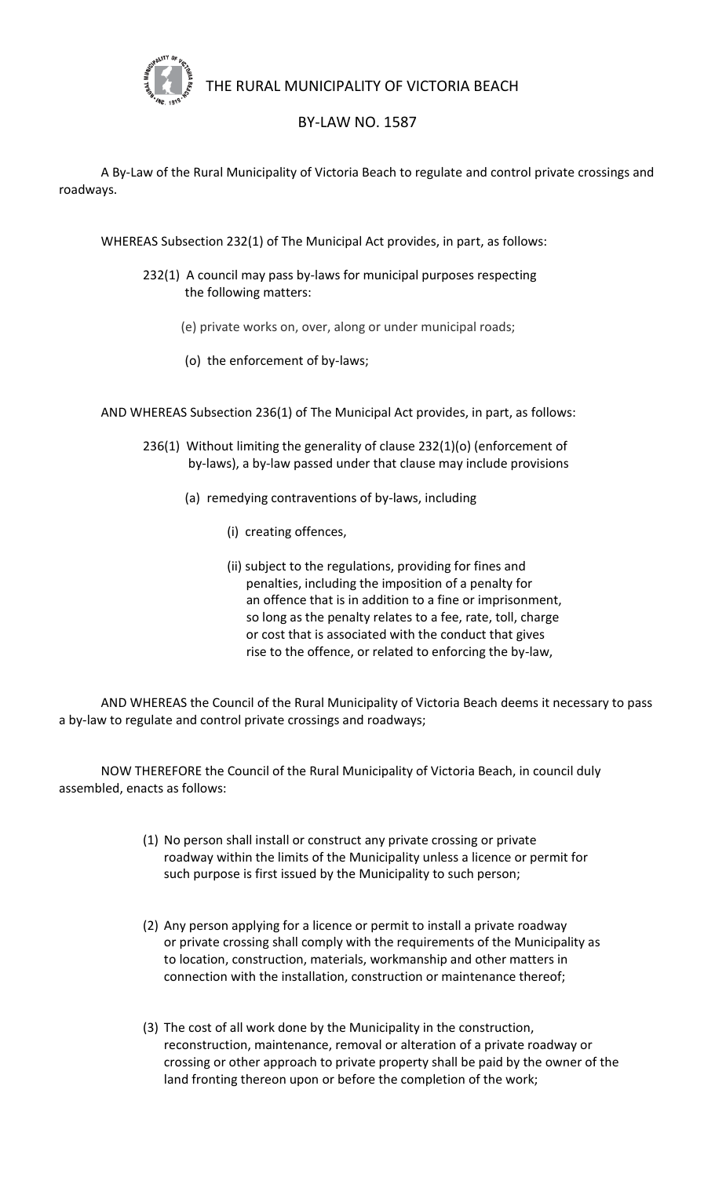# THE RURAL MUNICIPALITY OF VICTORIA BEACH

## BY-LAW NO. 1587

A By-Law of the Rural Municipality of Victoria Beach to regulate and control private crossings and roadways.

WHEREAS Subsection 232(1) of The Municipal Act provides, in part, as follows:

> 232(1) A council may pass by-laws for municipal purposes respecting the following matters:
>
> (e) private works on, over, along or under municipal roads;
>
> (o) the enforcement of by-laws;

AND WHEREAS Subsection 236(1) of The Municipal Act provides, in part, as follows:

> 236(1) Without limiting the generality of clause 232(1)(o) (enforcement of by-laws), a by-law passed under that clause may include provisions
>
> (a) remedying contraventions of by-laws, including
>
> (i) creating offences,
>
> (ii) subject to the regulations, providing for fines and penalties, including the imposition of a penalty for an offence that is in addition to a fine or imprisonment, so long as the penalty relates to a fee, rate, toll, charge or cost that is associated with the conduct that gives rise to the offence, or related to enforcing the by-law,

AND WHEREAS the Council of the Rural Municipality of Victoria Beach deems it necessary to pass a by-law to regulate and control private crossings and roadways;

NOW THEREFORE the Council of the Rural Municipality of Victoria Beach, in council duly assembled, enacts as follows:

(1) No person shall install or construct any private crossing or private roadway within the limits of the Municipality unless a licence or permit for such purpose is first issued by the Municipality to such person;

(2) Any person applying for a licence or permit to install a private roadway or private crossing shall comply with the requirements of the Municipality as to location, construction, materials, workmanship and other matters in connection with the installation, construction or maintenance thereof;

(3) The cost of all work done by the Municipality in the construction, reconstruction, maintenance, removal or alteration of a private roadway or crossing or other approach to private property shall be paid by the owner of the land fronting thereon upon or before the completion of the work;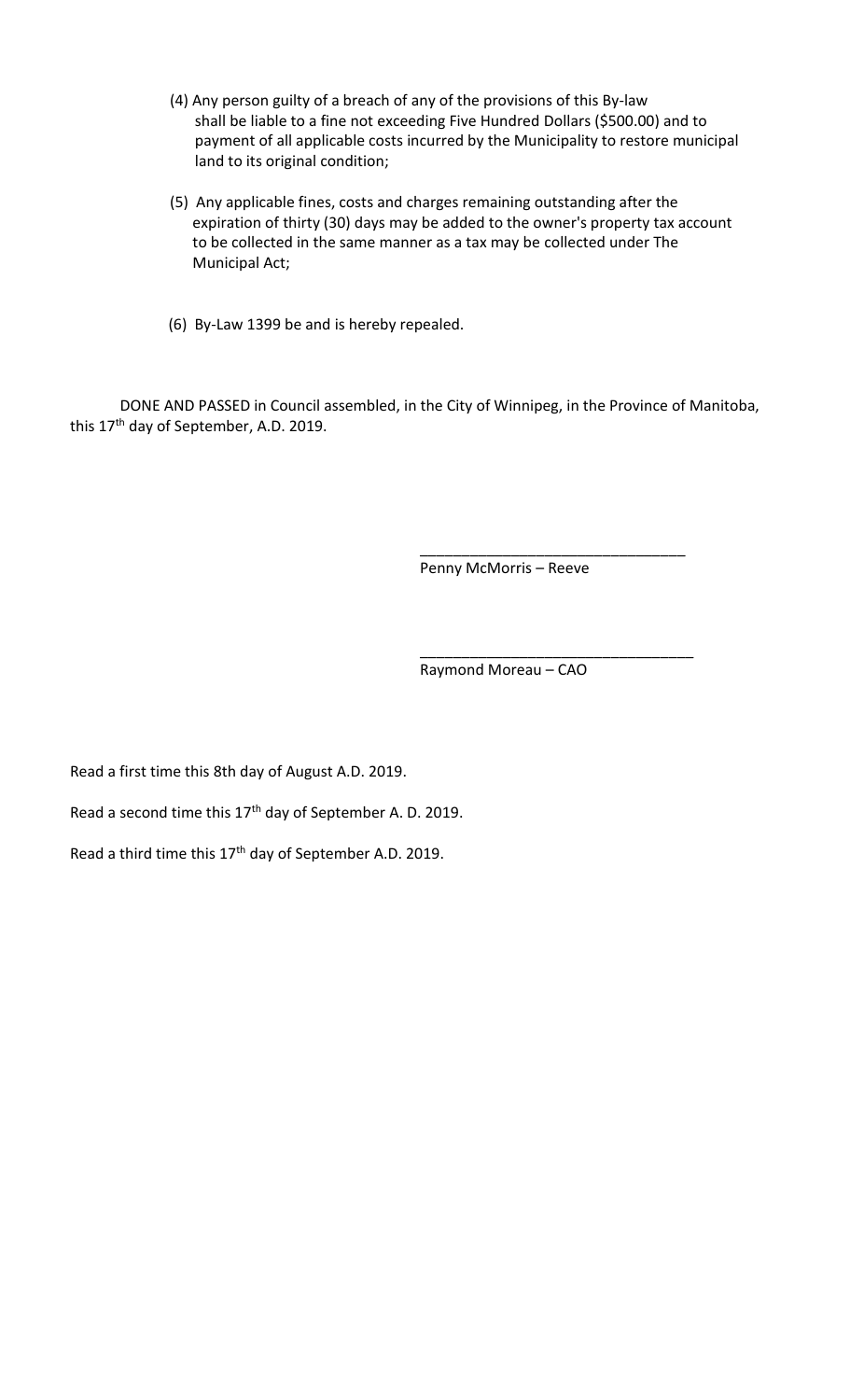(4) Any person guilty of a breach of any of the provisions of this By-law shall be liable to a fine not exceeding Five Hundred Dollars ($500.00) and to payment of all applicable costs incurred by the Municipality to restore municipal land to its original condition;

(5) Any applicable fines, costs and charges remaining outstanding after the expiration of thirty (30) days may be added to the owner's property tax account to be collected in the same manner as a tax may be collected under The Municipal Act;

(6) By-Law 1399 be and is hereby repealed.

DONE AND PASSED in Council assembled, in the City of Winnipeg, in the Province of Manitoba, this 17th day of September, A.D. 2019.

\_\_\_\_\_\_\_\_\_\_\_\_\_\_\_\_\_\_\_\_\_\_\_\_\_\_\_\_\_\_\_\_
Penny McMorris – Reeve

\_\_\_\_\_\_\_\_\_\_\_\_\_\_\_\_\_\_\_\_\_\_\_\_\_\_\_\_\_\_\_\_
Raymond Moreau – CAO

Read a first time this 8th day of August A.D. 2019.

Read a second time this 17th day of September A. D. 2019.

Read a third time this 17th day of September A.D. 2019.